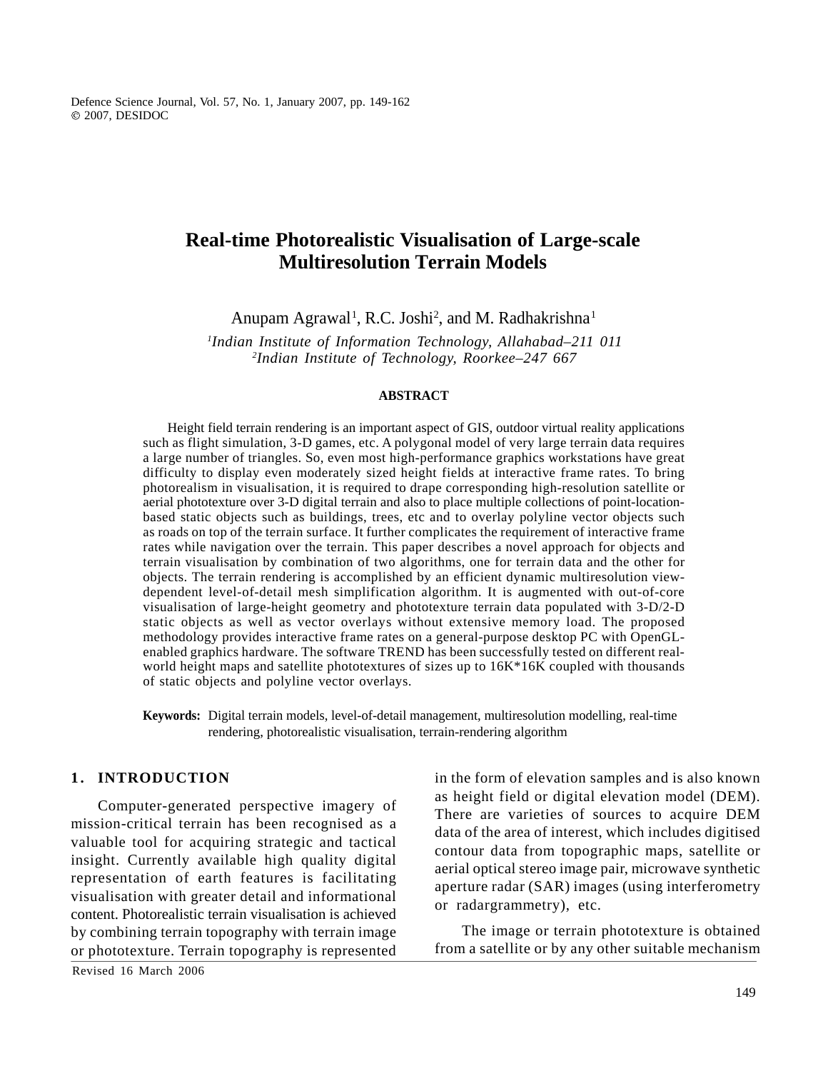# Real-time Photorealistic Visualisation of Large-scale Multiresolution Terrain Models

Anupam Agrawal[1], R.C. Joshi[2], and M. Radhakrishna[1]

[1]*Indian Institute of Information Technology, Allahabad–211 011*
[2]*Indian Institute of Technology, Roorkee–247 667*

**ABSTRACT**

Height field terrain rendering is an important aspect of GIS, outdoor virtual reality applications such as flight simulation, 3-D games, etc. A polygonal model of very large terrain data requires a large number of triangles. So, even most high-performance graphics workstations have great difficulty to display even moderately sized height fields at interactive frame rates. To bring photorealism in visualisation, it is required to drape corresponding high-resolution satellite or aerial phototexture over 3-D digital terrain and also to place multiple collections of point-location-based static objects such as buildings, trees, etc and to overlay polyline vector objects such as roads on top of the terrain surface. It further complicates the requirement of interactive frame rates while navigation over the terrain. This paper describes a novel approach for objects and terrain visualisation by combination of two algorithms, one for terrain data and the other for objects. The terrain rendering is accomplished by an efficient dynamic multiresolution view-dependent level-of-detail mesh simplification algorithm. It is augmented with out-of-core visualisation of large-height geometry and phototexture terrain data populated with 3-D/2-D static objects as well as vector overlays without extensive memory load. The proposed methodology provides interactive frame rates on a general-purpose desktop PC with OpenGL-enabled graphics hardware. The software TREND has been successfully tested on different real-world height maps and satellite phototextures of sizes up to 16K*16K coupled with thousands of static objects and polyline vector overlays.

**Keywords:** Digital terrain models, level-of-detail management, multiresolution modelling, real-time rendering, photorealistic visualisation, terrain-rendering algorithm

## 1. INTRODUCTION

Computer-generated perspective imagery of mission-critical terrain has been recognised as a valuable tool for acquiring strategic and tactical insight. Currently available high quality digital representation of earth features is facilitating visualisation with greater detail and informational content. Photorealistic terrain visualisation is achieved by combining terrain topography with terrain image or phototexture. Terrain topography is represented in the form of elevation samples and is also known as height field or digital elevation model (DEM). There are varieties of sources to acquire DEM data of the area of interest, which includes digitised contour data from topographic maps, satellite or aerial optical stereo image pair, microwave synthetic aperture radar (SAR) images (using interferometry or radargrammetry), etc.

The image or terrain phototexture is obtained from a satellite or by any other suitable mechanism

Revised 16 March 2006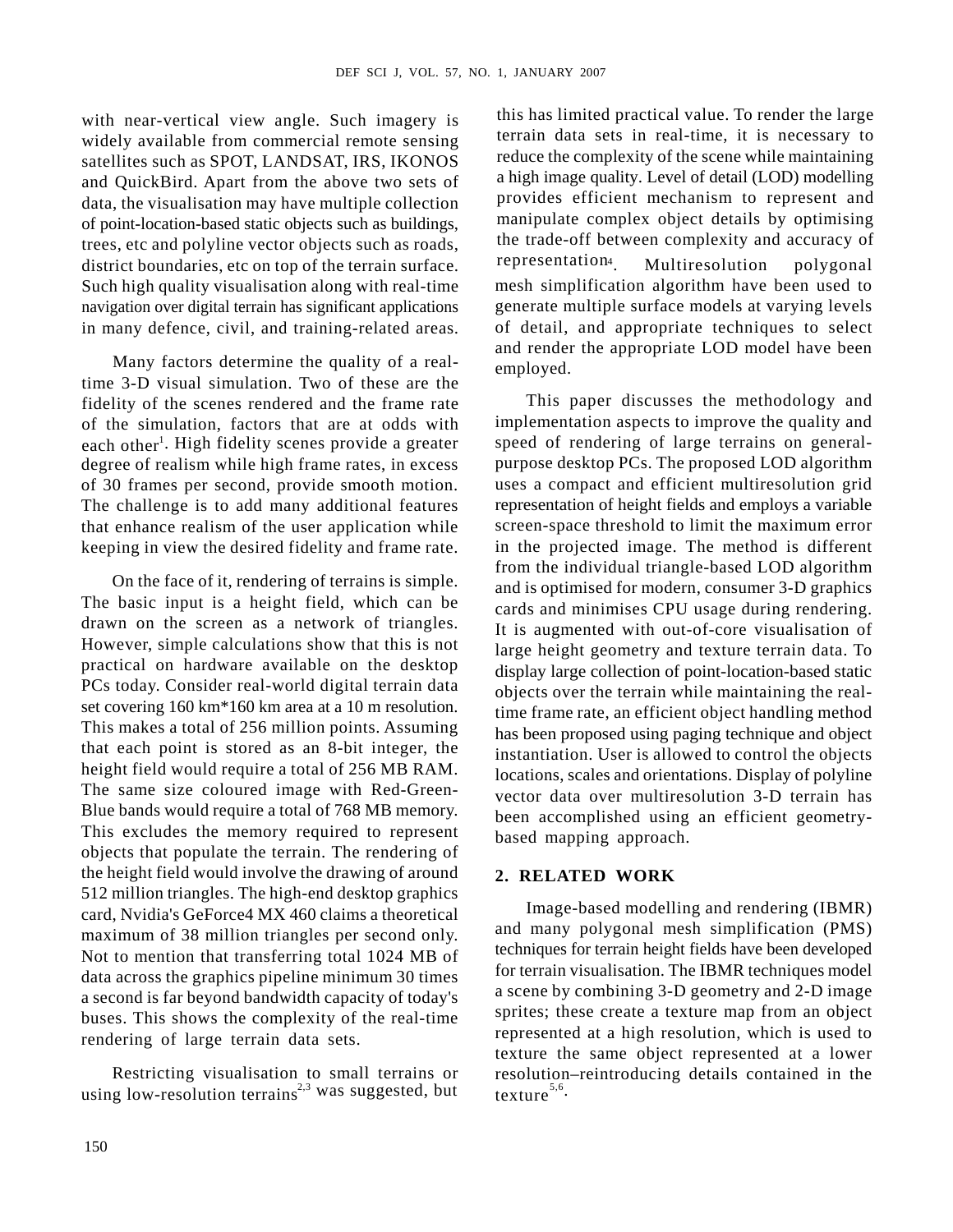with near-vertical view angle. Such imagery is widely available from commercial remote sensing satellites such as SPOT, LANDSAT, IRS, IKONOS and QuickBird. Apart from the above two sets of data, the visualisation may have multiple collection of point-location-based static objects such as buildings, trees, etc and polyline vector objects such as roads, district boundaries, etc on top of the terrain surface. Such high quality visualisation along with real-time navigation over digital terrain has significant applications in many defence, civil, and training-related areas.

Many factors determine the quality of a real-time 3-D visual simulation. Two of these are the fidelity of the scenes rendered and the frame rate of the simulation, factors that are at odds with each other[1]. High fidelity scenes provide a greater degree of realism while high frame rates, in excess of 30 frames per second, provide smooth motion. The challenge is to add many additional features that enhance realism of the user application while keeping in view the desired fidelity and frame rate.

On the face of it, rendering of terrains is simple. The basic input is a height field, which can be drawn on the screen as a network of triangles. However, simple calculations show that this is not practical on hardware available on the desktop PCs today. Consider real-world digital terrain data set covering 160 km*160 km area at a 10 m resolution. This makes a total of 256 million points. Assuming that each point is stored as an 8-bit integer, the height field would require a total of 256 MB RAM. The same size coloured image with Red-Green-Blue bands would require a total of 768 MB memory. This excludes the memory required to represent objects that populate the terrain. The rendering of the height field would involve the drawing of around 512 million triangles. The high-end desktop graphics card, Nvidia's GeForce4 MX 460 claims a theoretical maximum of 38 million triangles per second only. Not to mention that transferring total 1024 MB of data across the graphics pipeline minimum 30 times a second is far beyond bandwidth capacity of today's buses. This shows the complexity of the real-time rendering of large terrain data sets.

Restricting visualisation to small terrains or using low-resolution terrains[2,3] was suggested, but this has limited practical value. To render the large terrain data sets in real-time, it is necessary to reduce the complexity of the scene while maintaining a high image quality. Level of detail (LOD) modelling provides efficient mechanism to represent and manipulate complex object details by optimising the trade-off between complexity and accuracy of representation[4]. Multiresolution polygonal mesh simplification algorithm have been used to generate multiple surface models at varying levels of detail, and appropriate techniques to select and render the appropriate LOD model have been employed.

This paper discusses the methodology and implementation aspects to improve the quality and speed of rendering of large terrains on general-purpose desktop PCs. The proposed LOD algorithm uses a compact and efficient multiresolution grid representation of height fields and employs a variable screen-space threshold to limit the maximum error in the projected image. The method is different from the individual triangle-based LOD algorithm and is optimised for modern, consumer 3-D graphics cards and minimises CPU usage during rendering. It is augmented with out-of-core visualisation of large height geometry and texture terrain data. To display large collection of point-location-based static objects over the terrain while maintaining the real-time frame rate, an efficient object handling method has been proposed using paging technique and object instantiation. User is allowed to control the objects locations, scales and orientations. Display of polyline vector data over multiresolution 3-D terrain has been accomplished using an efficient geometry-based mapping approach.

## 2. RELATED WORK

Image-based modelling and rendering (IBMR) and many polygonal mesh simplification (PMS) techniques for terrain height fields have been developed for terrain visualisation. The IBMR techniques model a scene by combining 3-D geometry and 2-D image sprites; these create a texture map from an object represented at a high resolution, which is used to texture the same object represented at a lower resolution–reintroducing details contained in the texture[5,6].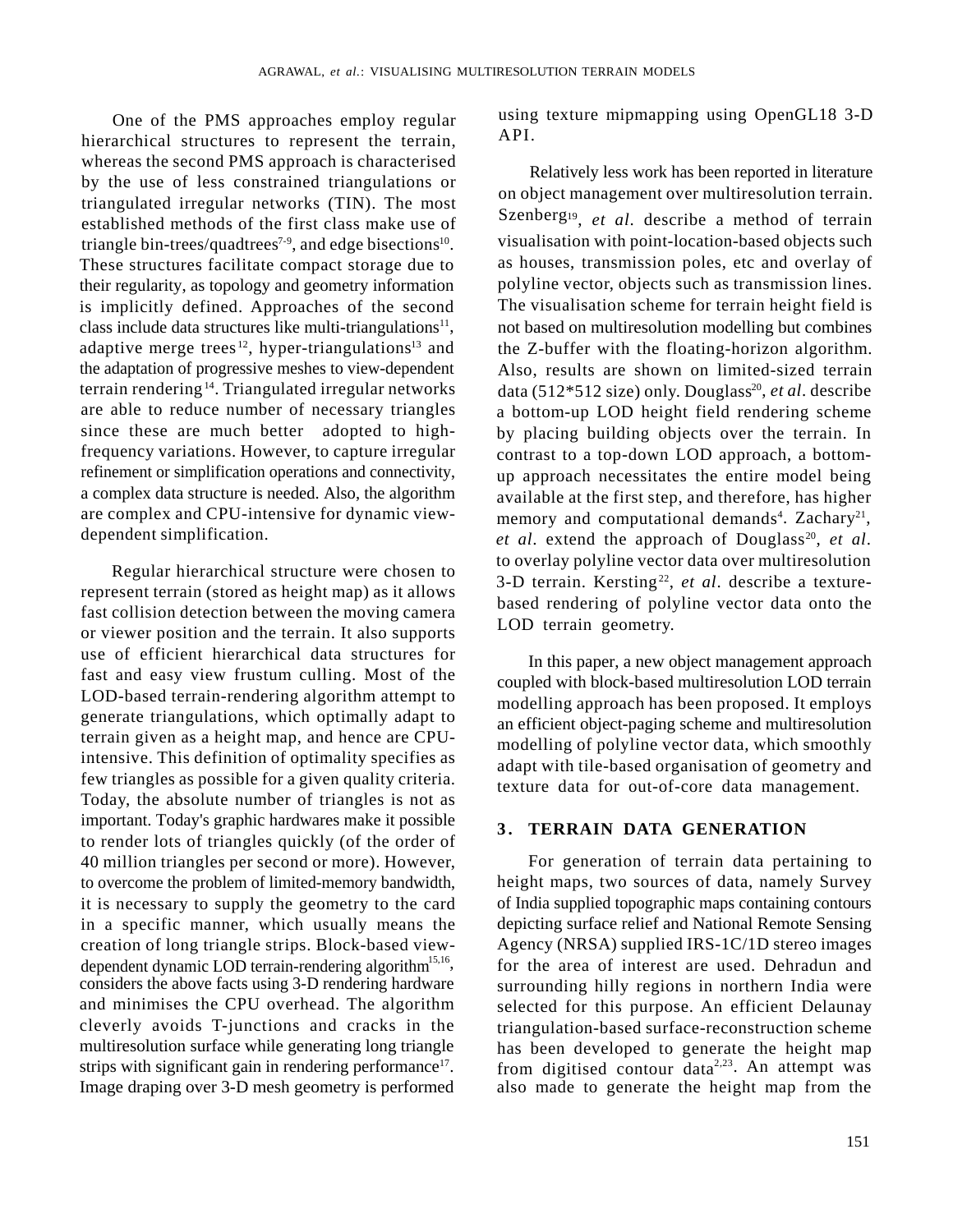One of the PMS approaches employ regular hierarchical structures to represent the terrain, whereas the second PMS approach is characterised by the use of less constrained triangulations or triangulated irregular networks (TIN). The most established methods of the first class make use of triangle bin-trees/quadtrees[7-9], and edge bisections[10]. These structures facilitate compact storage due to their regularity, as topology and geometry information is implicitly defined. Approaches of the second class include data structures like multi-triangulations[11], adaptive merge trees[12], hyper-triangulations[13] and the adaptation of progressive meshes to view-dependent terrain rendering[14]. Triangulated irregular networks are able to reduce number of necessary triangles since these are much better adopted to high-frequency variations. However, to capture irregular refinement or simplification operations and connectivity, a complex data structure is needed. Also, the algorithm are complex and CPU-intensive for dynamic view-dependent simplification.

Regular hierarchical structure were chosen to represent terrain (stored as height map) as it allows fast collision detection between the moving camera or viewer position and the terrain. It also supports use of efficient hierarchical data structures for fast and easy view frustum culling. Most of the LOD-based terrain-rendering algorithm attempt to generate triangulations, which optimally adapt to terrain given as a height map, and hence are CPU-intensive. This definition of optimality specifies as few triangles as possible for a given quality criteria. Today, the absolute number of triangles is not as important. Today's graphic hardwares make it possible to render lots of triangles quickly (of the order of 40 million triangles per second or more). However, to overcome the problem of limited-memory bandwidth, it is necessary to supply the geometry to the card in a specific manner, which usually means the creation of long triangle strips. Block-based view-dependent dynamic LOD terrain-rendering algorithm[15,16], considers the above facts using 3-D rendering hardware and minimises the CPU overhead. The algorithm cleverly avoids T-junctions and cracks in the multiresolution surface while generating long triangle strips with significant gain in rendering performance[17]. Image draping over 3-D mesh geometry is performed using texture mipmapping using OpenGL18 3-D API.

Relatively less work has been reported in literature on object management over multiresolution terrain. Szenberg[19], *et al*. describe a method of terrain visualisation with point-location-based objects such as houses, transmission poles, etc and overlay of polyline vector, objects such as transmission lines. The visualisation scheme for terrain height field is not based on multiresolution modelling but combines the Z-buffer with the floating-horizon algorithm. Also, results are shown on limited-sized terrain data (512*512 size) only. Douglass[20], *et al*. describe a bottom-up LOD height field rendering scheme by placing building objects over the terrain. In contrast to a top-down LOD approach, a bottom-up approach necessitates the entire model being available at the first step, and therefore, has higher memory and computational demands[4]. Zachary[21], *et al*. extend the approach of Douglass[20], *et al*. to overlay polyline vector data over multiresolution 3-D terrain. Kersting[22], *et al*. describe a texture-based rendering of polyline vector data onto the LOD terrain geometry.

In this paper, a new object management approach coupled with block-based multiresolution LOD terrain modelling approach has been proposed. It employs an efficient object-paging scheme and multiresolution modelling of polyline vector data, which smoothly adapt with tile-based organisation of geometry and texture data for out-of-core data management.

## 3. TERRAIN DATA GENERATION

For generation of terrain data pertaining to height maps, two sources of data, namely Survey of India supplied topographic maps containing contours depicting surface relief and National Remote Sensing Agency (NRSA) supplied IRS-1C/1D stereo images for the area of interest are used. Dehradun and surrounding hilly regions in northern India were selected for this purpose. An efficient Delaunay triangulation-based surface-reconstruction scheme has been developed to generate the height map from digitised contour data[2,23]. An attempt was also made to generate the height map from the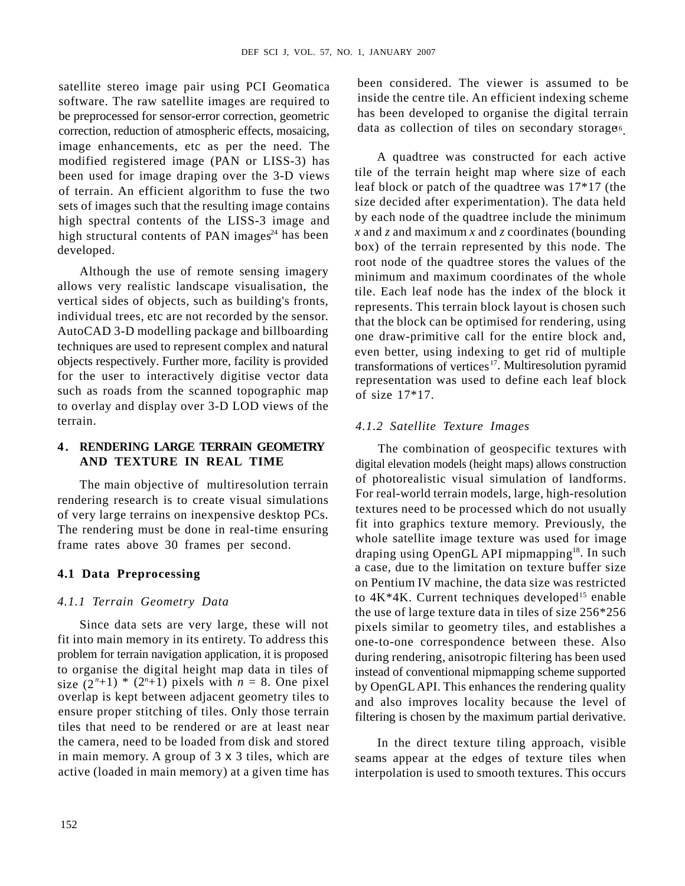satellite stereo image pair using PCI Geomatica software. The raw satellite images are required to be preprocessed for sensor-error correction, geometric correction, reduction of atmospheric effects, mosaicing, image enhancements, etc as per the need. The modified registered image (PAN or LISS-3) has been used for image draping over the 3-D views of terrain. An efficient algorithm to fuse the two sets of images such that the resulting image contains high spectral contents of the LISS-3 image and high structural contents of PAN images[24] has been developed.

Although the use of remote sensing imagery allows very realistic landscape visualisation, the vertical sides of objects, such as building's fronts, individual trees, etc are not recorded by the sensor. AutoCAD 3-D modelling package and billboarding techniques are used to represent complex and natural objects respectively. Further more, facility is provided for the user to interactively digitise vector data such as roads from the scanned topographic map to overlay and display over 3-D LOD views of the terrain.

## 4. RENDERING LARGE TERRAIN GEOMETRY AND TEXTURE IN REAL TIME

The main objective of multiresolution terrain rendering research is to create visual simulations of very large terrains on inexpensive desktop PCs. The rendering must be done in real-time ensuring frame rates above 30 frames per second.

### 4.1 Data Preprocessing

#### *4.1.1 Terrain Geometry Data*

Since data sets are very large, these will not fit into main memory in its entirety. To address this problem for terrain navigation application, it is proposed to organise the digital height map data in tiles of size $(2^n+1) * (2^n+1)$ pixels with $n = 8$. One pixel overlap is kept between adjacent geometry tiles to ensure proper stitching of tiles. Only those terrain tiles that need to be rendered or are at least near the camera, need to be loaded from disk and stored in main memory. A group of 3 x 3 tiles, which are active (loaded in main memory) at a given time has been considered. The viewer is assumed to be inside the centre tile. An efficient indexing scheme has been developed to organise the digital terrain data as collection of tiles on secondary storage[16].

A quadtree was constructed for each active tile of the terrain height map where size of each leaf block or patch of the quadtree was 17*17 (the size decided after experimentation). The data held by each node of the quadtree include the minimum *x* and *z* and maximum *x* and *z* coordinates (bounding box) of the terrain represented by this node. The root node of the quadtree stores the values of the minimum and maximum coordinates of the whole tile. Each leaf node has the index of the block it represents. This terrain block layout is chosen such that the block can be optimised for rendering, using one draw-primitive call for the entire block and, even better, using indexing to get rid of multiple transformations of vertices[17]. Multiresolution pyramid representation was used to define each leaf block of size 17*17.

#### *4.1.2 Satellite Texture Images*

The combination of geospecific textures with digital elevation models (height maps) allows construction of photorealistic visual simulation of landforms. For real-world terrain models, large, high-resolution textures need to be processed which do not usually fit into graphics texture memory. Previously, the whole satellite image texture was used for image draping using OpenGL API mipmapping[18]. In such a case, due to the limitation on texture buffer size on Pentium IV machine, the data size was restricted to 4K*4K. Current techniques developed[15] enable the use of large texture data in tiles of size 256*256 pixels similar to geometry tiles, and establishes a one-to-one correspondence between these. Also during rendering, anisotropic filtering has been used instead of conventional mipmapping scheme supported by OpenGL API. This enhances the rendering quality and also improves locality because the level of filtering is chosen by the maximum partial derivative.

In the direct texture tiling approach, visible seams appear at the edges of texture tiles when interpolation is used to smooth textures. This occurs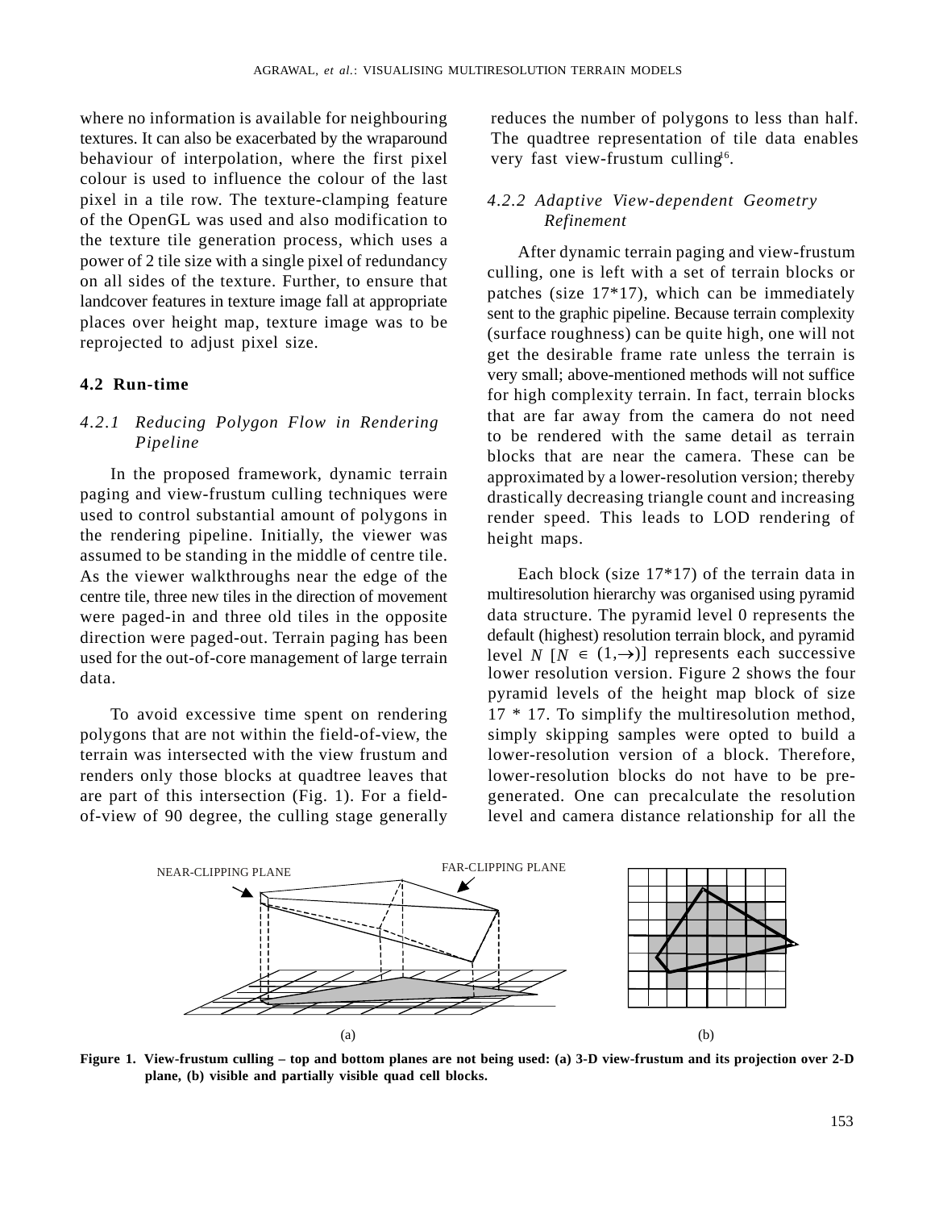where no information is available for neighbouring textures. It can also be exacerbated by the wraparound behaviour of interpolation, where the first pixel colour is used to influence the colour of the last pixel in a tile row. The texture-clamping feature of the OpenGL was used and also modification to the texture tile generation process, which uses a power of 2 tile size with a single pixel of redundancy on all sides of the texture. Further, to ensure that landcover features in texture image fall at appropriate places over height map, texture image was to be reprojected to adjust pixel size.

## 4.2 Run-time

### *4.2.1 Reducing Polygon Flow in Rendering Pipeline*

In the proposed framework, dynamic terrain paging and view-frustum culling techniques were used to control substantial amount of polygons in the rendering pipeline. Initially, the viewer was assumed to be standing in the middle of centre tile. As the viewer walkthroughs near the edge of the centre tile, three new tiles in the direction of movement were paged-in and three old tiles in the opposite direction were paged-out. Terrain paging has been used for the out-of-core management of large terrain data.

To avoid excessive time spent on rendering polygons that are not within the field-of-view, the terrain was intersected with the view frustum and renders only those blocks at quadtree leaves that are part of this intersection (Fig. 1). For a field-of-view of 90 degree, the culling stage generally reduces the number of polygons to less than half. The quadtree representation of tile data enables very fast view-frustum culling[16].

### *4.2.2 Adaptive View-dependent Geometry Refinement*

After dynamic terrain paging and view-frustum culling, one is left with a set of terrain blocks or patches (size 17*17), which can be immediately sent to the graphic pipeline. Because terrain complexity (surface roughness) can be quite high, one will not get the desirable frame rate unless the terrain is very small; above-mentioned methods will not suffice for high complexity terrain. In fact, terrain blocks that are far away from the camera do not need to be rendered with the same detail as terrain blocks that are near the camera. These can be approximated by a lower-resolution version; thereby drastically decreasing triangle count and increasing render speed. This leads to LOD rendering of height maps.

Each block (size 17*17) of the terrain data in multiresolution hierarchy was organised using pyramid data structure. The pyramid level 0 represents the default (highest) resolution terrain block, and pyramid level $N$ [$N \in (1,\rightarrow)$] represents each successive lower resolution version. Figure 2 shows the four pyramid levels of the height map block of size 17 * 17. To simplify the multiresolution method, simply skipping samples were opted to build a lower-resolution version of a block. Therefore, lower-resolution blocks do not have to be pre-generated. One can precalculate the resolution level and camera distance relationship for all the

**Figure 1. View-frustum culling – top and bottom planes are not being used: (a) 3-D view-frustum and its projection over 2-D plane, (b) visible and partially visible quad cell blocks.**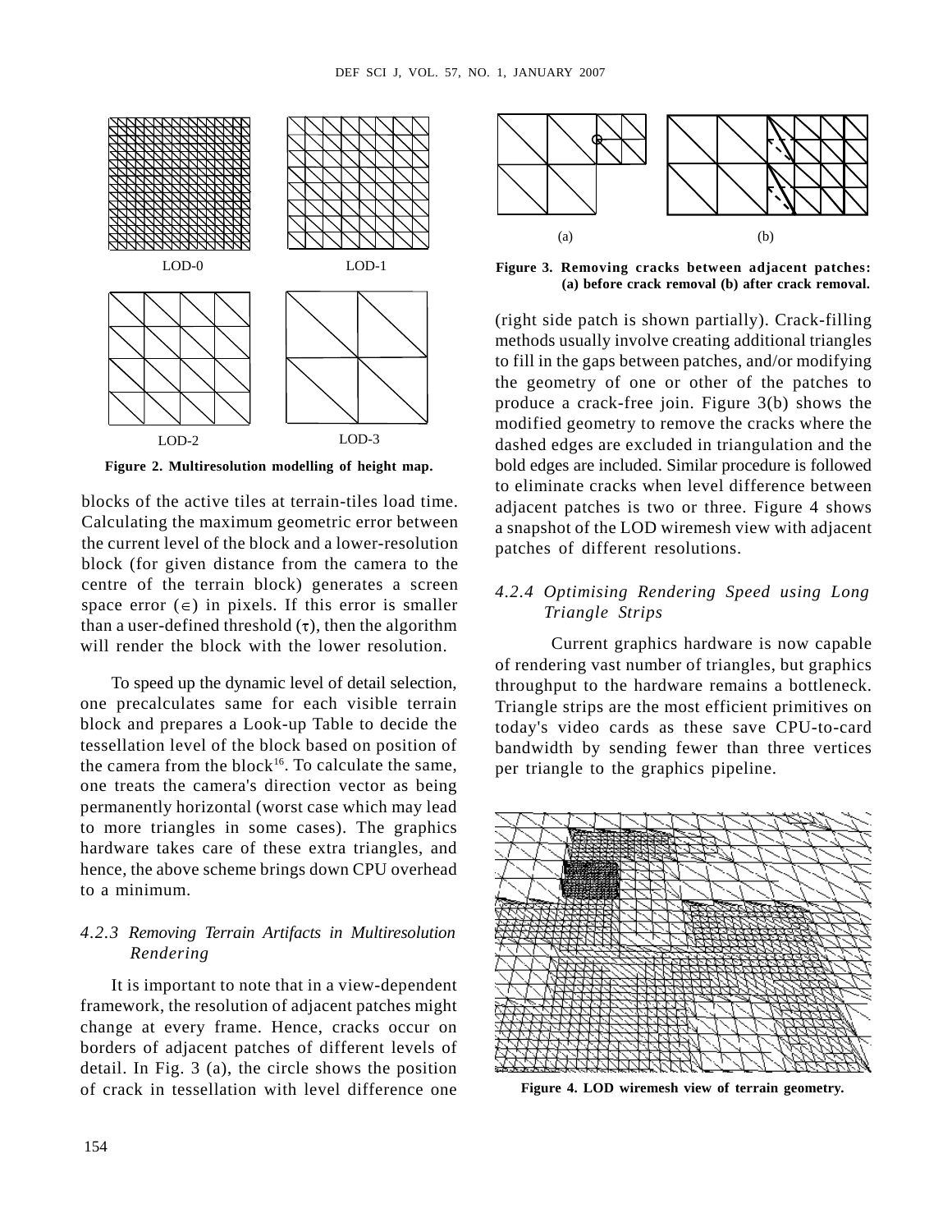LOD-0 LOD-1

LOD-2 LOD-3

**Figure 2. Multiresolution modelling of height map.**

blocks of the active tiles at terrain-tiles load time. Calculating the maximum geometric error between the current level of the block and a lower-resolution block (for given distance from the camera to the centre of the terrain block) generates a screen space error ($\in$) in pixels. If this error is smaller than a user-defined threshold ($\tau$), then the algorithm will render the block with the lower resolution.

To speed up the dynamic level of detail selection, one precalculates same for each visible terrain block and prepares a Look-up Table to decide the tessellation level of the block based on position of the camera from the block[16]. To calculate the same, one treats the camera's direction vector as being permanently horizontal (worst case which may lead to more triangles in some cases). The graphics hardware takes care of these extra triangles, and hence, the above scheme brings down CPU overhead to a minimum.

#### *4.2.3 Removing Terrain Artifacts in Multiresolution Rendering*

It is important to note that in a view-dependent framework, the resolution of adjacent patches might change at every frame. Hence, cracks occur on borders of adjacent patches of different levels of detail. In Fig. 3 (a), the circle shows the position of crack in tessellation with level difference one (right side patch is shown partially). Crack-filling methods usually involve creating additional triangles to fill in the gaps between patches, and/or modifying the geometry of one or other of the patches to produce a crack-free join. Figure 3(b) shows the modified geometry to remove the cracks where the dashed edges are excluded in triangulation and the bold edges are included. Similar procedure is followed to eliminate cracks when level difference between adjacent patches is two or three. Figure 4 shows a snapshot of the LOD wiremesh view with adjacent patches of different resolutions.

(a) (b)

**Figure 3. Removing cracks between adjacent patches: (a) before crack removal (b) after crack removal.**

#### *4.2.4 Optimising Rendering Speed using Long Triangle Strips*

Current graphics hardware is now capable of rendering vast number of triangles, but graphics throughput to the hardware remains a bottleneck. Triangle strips are the most efficient primitives on today's video cards as these save CPU-to-card bandwidth by sending fewer than three vertices per triangle to the graphics pipeline.

**Figure 4. LOD wiremesh view of terrain geometry.**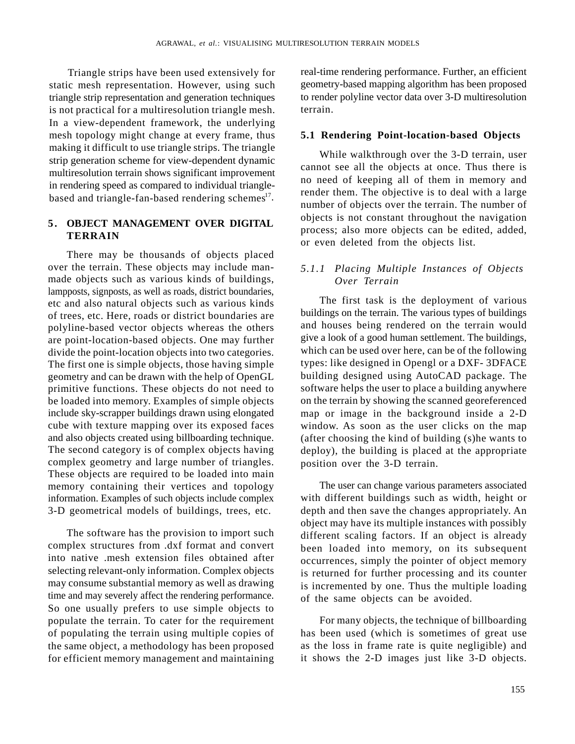Triangle strips have been used extensively for static mesh representation. However, using such triangle strip representation and generation techniques is not practical for a multiresolution triangle mesh. In a view-dependent framework, the underlying mesh topology might change at every frame, thus making it difficult to use triangle strips. The triangle strip generation scheme for view-dependent dynamic multiresolution terrain shows significant improvement in rendering speed as compared to individual triangle-based and triangle-fan-based rendering schemes[17].

## 5. OBJECT MANAGEMENT OVER DIGITAL TERRAIN

There may be thousands of objects placed over the terrain. These objects may include man-made objects such as various kinds of buildings, lampposts, signposts, as well as roads, district boundaries, etc and also natural objects such as various kinds of trees, etc. Here, roads or district boundaries are polyline-based vector objects whereas the others are point-location-based objects. One may further divide the point-location objects into two categories. The first one is simple objects, those having simple geometry and can be drawn with the help of OpenGL primitive functions. These objects do not need to be loaded into memory. Examples of simple objects include sky-scrapper buildings drawn using elongated cube with texture mapping over its exposed faces and also objects created using billboarding technique. The second category is of complex objects having complex geometry and large number of triangles. These objects are required to be loaded into main memory containing their vertices and topology information. Examples of such objects include complex 3-D geometrical models of buildings, trees, etc.

The software has the provision to import such complex structures from .dxf format and convert into native .mesh extension files obtained after selecting relevant-only information. Complex objects may consume substantial memory as well as drawing time and may severely affect the rendering performance. So one usually prefers to use simple objects to populate the terrain. To cater for the requirement of populating the terrain using multiple copies of the same object, a methodology has been proposed for efficient memory management and maintaining real-time rendering performance. Further, an efficient geometry-based mapping algorithm has been proposed to render polyline vector data over 3-D multiresolution terrain.

### 5.1 Rendering Point-location-based Objects

While walkthrough over the 3-D terrain, user cannot see all the objects at once. Thus there is no need of keeping all of them in memory and render them. The objective is to deal with a large number of objects over the terrain. The number of objects is not constant throughout the navigation process; also more objects can be edited, added, or even deleted from the objects list.

#### *5.1.1 Placing Multiple Instances of Objects Over Terrain*

The first task is the deployment of various buildings on the terrain. The various types of buildings and houses being rendered on the terrain would give a look of a good human settlement. The buildings, which can be used over here, can be of the following types: like designed in Opengl or a DXF- 3DFACE building designed using AutoCAD package. The software helps the user to place a building anywhere on the terrain by showing the scanned georeferenced map or image in the background inside a 2-D window. As soon as the user clicks on the map (after choosing the kind of building (s)he wants to deploy), the building is placed at the appropriate position over the 3-D terrain.

The user can change various parameters associated with different buildings such as width, height or depth and then save the changes appropriately. An object may have its multiple instances with possibly different scaling factors. If an object is already been loaded into memory, on its subsequent occurrences, simply the pointer of object memory is returned for further processing and its counter is incremented by one. Thus the multiple loading of the same objects can be avoided.

For many objects, the technique of billboarding has been used (which is sometimes of great use as the loss in frame rate is quite negligible) and it shows the 2-D images just like 3-D objects.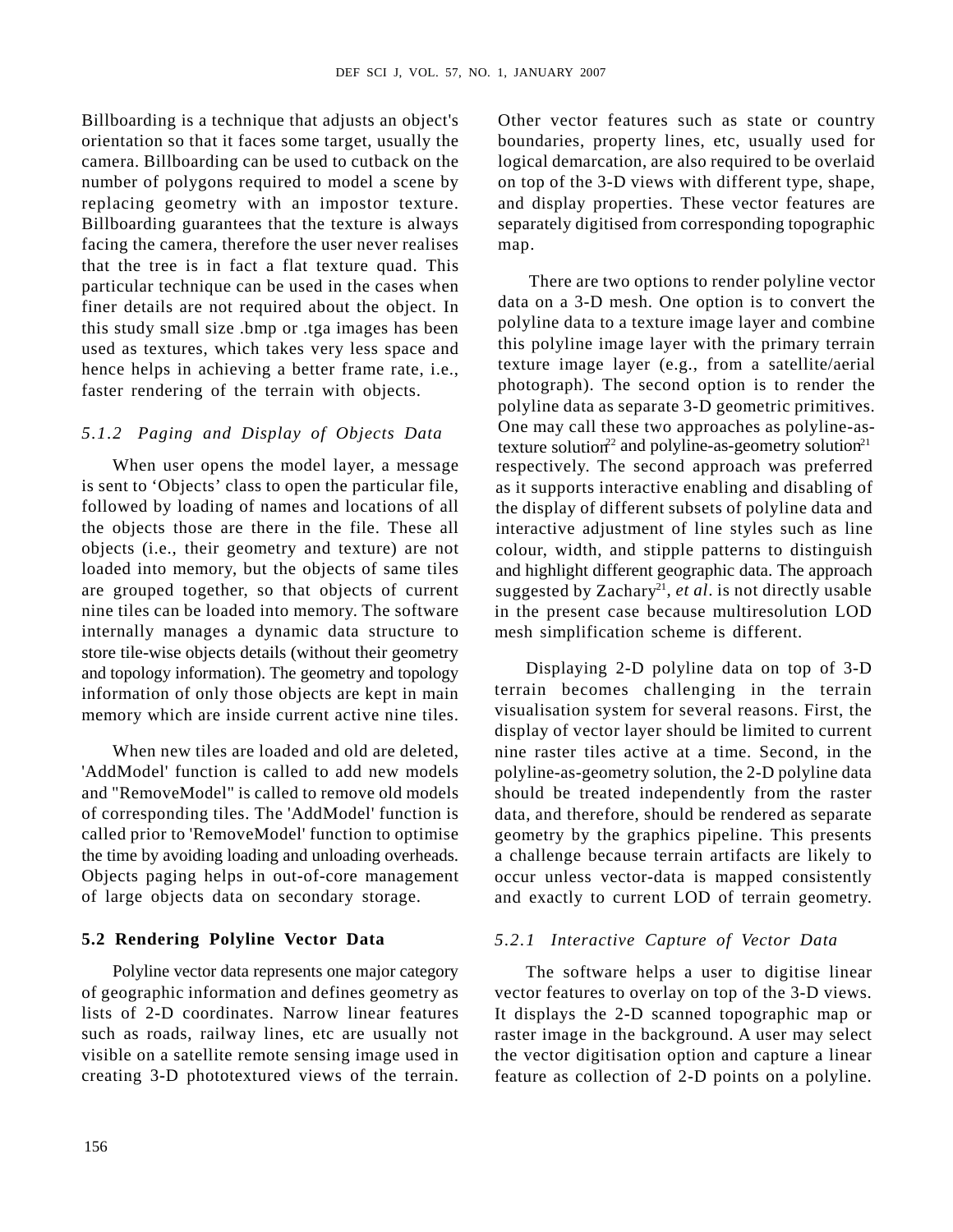Billboarding is a technique that adjusts an object's orientation so that it faces some target, usually the camera. Billboarding can be used to cutback on the number of polygons required to model a scene by replacing geometry with an impostor texture. Billboarding guarantees that the texture is always facing the camera, therefore the user never realises that the tree is in fact a flat texture quad. This particular technique can be used in the cases when finer details are not required about the object. In this study small size .bmp or .tga images has been used as textures, which takes very less space and hence helps in achieving a better frame rate, i.e., faster rendering of the terrain with objects.

#### *5.1.2 Paging and Display of Objects Data*

When user opens the model layer, a message is sent to 'Objects' class to open the particular file, followed by loading of names and locations of all the objects those are there in the file. These all objects (i.e., their geometry and texture) are not loaded into memory, but the objects of same tiles are grouped together, so that objects of current nine tiles can be loaded into memory. The software internally manages a dynamic data structure to store tile-wise objects details (without their geometry and topology information). The geometry and topology information of only those objects are kept in main memory which are inside current active nine tiles.

When new tiles are loaded and old are deleted, 'AddModel' function is called to add new models and "RemoveModel" is called to remove old models of corresponding tiles. The 'AddModel' function is called prior to 'RemoveModel' function to optimise the time by avoiding loading and unloading overheads. Objects paging helps in out-of-core management of large objects data on secondary storage.

### 5.2 Rendering Polyline Vector Data

Polyline vector data represents one major category of geographic information and defines geometry as lists of 2-D coordinates. Narrow linear features such as roads, railway lines, etc are usually not visible on a satellite remote sensing image used in creating 3-D phototextured views of the terrain. Other vector features such as state or country boundaries, property lines, etc, usually used for logical demarcation, are also required to be overlaid on top of the 3-D views with different type, shape, and display properties. These vector features are separately digitised from corresponding topographic map.

There are two options to render polyline vector data on a 3-D mesh. One option is to convert the polyline data to a texture image layer and combine this polyline image layer with the primary terrain texture image layer (e.g., from a satellite/aerial photograph). The second option is to render the polyline data as separate 3-D geometric primitives. One may call these two approaches as polyline-as-texture solution[22] and polyline-as-geometry solution[21] respectively. The second approach was preferred as it supports interactive enabling and disabling of the display of different subsets of polyline data and interactive adjustment of line styles such as line colour, width, and stipple patterns to distinguish and highlight different geographic data. The approach suggested by Zachary[21], *et al*. is not directly usable in the present case because multiresolution LOD mesh simplification scheme is different.

Displaying 2-D polyline data on top of 3-D terrain becomes challenging in the terrain visualisation system for several reasons. First, the display of vector layer should be limited to current nine raster tiles active at a time. Second, in the polyline-as-geometry solution, the 2-D polyline data should be treated independently from the raster data, and therefore, should be rendered as separate geometry by the graphics pipeline. This presents a challenge because terrain artifacts are likely to occur unless vector-data is mapped consistently and exactly to current LOD of terrain geometry.

#### *5.2.1 Interactive Capture of Vector Data*

The software helps a user to digitise linear vector features to overlay on top of the 3-D views. It displays the 2-D scanned topographic map or raster image in the background. A user may select the vector digitisation option and capture a linear feature as collection of 2-D points on a polyline.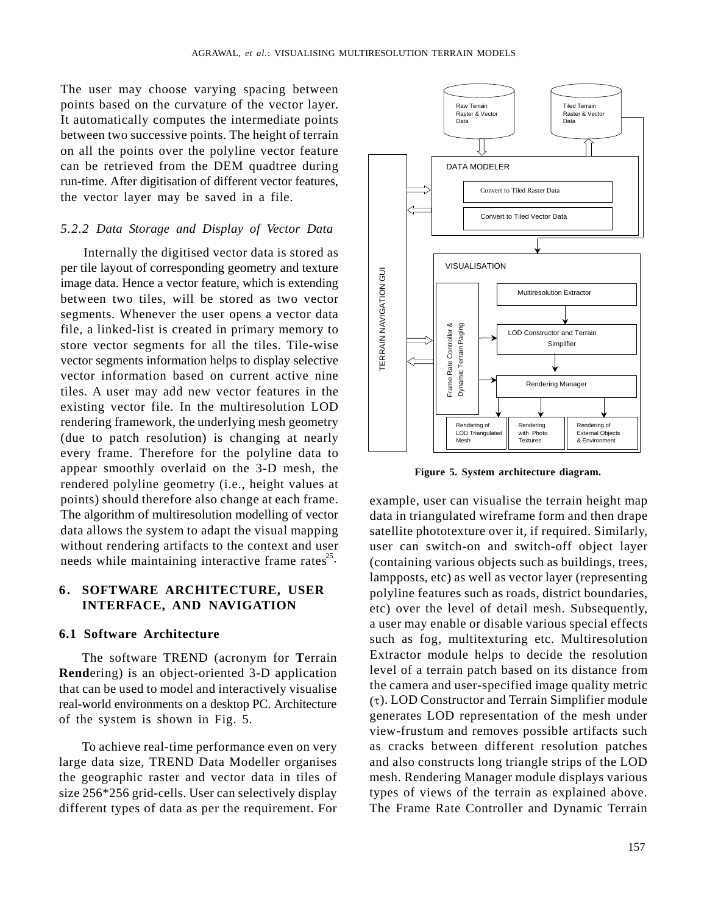The user may choose varying spacing between points based on the curvature of the vector layer. It automatically computes the intermediate points between two successive points. The height of terrain on all the points over the polyline vector feature can be retrieved from the DEM quadtree during run-time. After digitisation of different vector features, the vector layer may be saved in a file.

### 5.2.2 Data Storage and Display of Vector Data

Internally the digitised vector data is stored as per tile layout of corresponding geometry and texture image data. Hence a vector feature, which is extending between two tiles, will be stored as two vector segments. Whenever the user opens a vector data file, a linked-list is created in primary memory to store vector segments for all the tiles. Tile-wise vector segments information helps to display selective vector information based on current active nine tiles. A user may add new vector features in the existing vector file. In the multiresolution LOD rendering framework, the underlying mesh geometry (due to patch resolution) is changing at nearly every frame. Therefore for the polyline data to appear smoothly overlaid on the 3-D mesh, the rendered polyline geometry (i.e., height values at points) should therefore also change at each frame. The algorithm of multiresolution modelling of vector data allows the system to adapt the visual mapping without rendering artifacts to the context and user needs while maintaining interactive frame rates[25].

## 6. SOFTWARE ARCHITECTURE, USER INTERFACE, AND NAVIGATION

### 6.1 Software Architecture

The software TREND (acronym for **T**errain **Rend**ering) is an object-oriented 3-D application that can be used to model and interactively visualise real-world environments on a desktop PC. Architecture of the system is shown in Fig. 5.

To achieve real-time performance even on very large data size, TREND Data Modeller organises the geographic raster and vector data in tiles of size 256*256 grid-cells. User can selectively display different types of data as per the requirement. For example, user can visualise the terrain height map data in triangulated wireframe form and then drape satellite phototexture over it, if required. Similarly, user can switch-on and switch-off object layer (containing various objects such as buildings, trees, lampposts, etc) as well as vector layer (representing polyline features such as roads, district boundaries, etc) over the level of detail mesh. Subsequently, a user may enable or disable various special effects such as fog, multitexturing etc. Multiresolution Extractor module helps to decide the resolution level of a terrain patch based on its distance from the camera and user-specified image quality metric ($\tau$). LOD Constructor and Terrain Simplifier module generates LOD representation of the mesh under view-frustum and removes possible artifacts such as cracks between different resolution patches and also constructs long triangle strips of the LOD mesh. Rendering Manager module displays various types of views of the terrain as explained above. The Frame Rate Controller and Dynamic Terrain

Raw Terrain Raster & Vector Data

Tiled Terrain Raster & Vector Data

DATA MODELER

Convert to Tiled Raster Data

Convert to Tiled Vector Data

TERRAIN NAVIGATION GUI

VISUALISATION

Multiresolution Extractor

Frame Rate Controller & Dynamic Terrain Paging

LOD Constructor and Terrain Simplifier

Rendering Manager

Rendering of LOD Triangulated Mesh

Rendering with Photo Textures

Rendering of External Objects & Environment

**Figure 5. System architecture diagram.**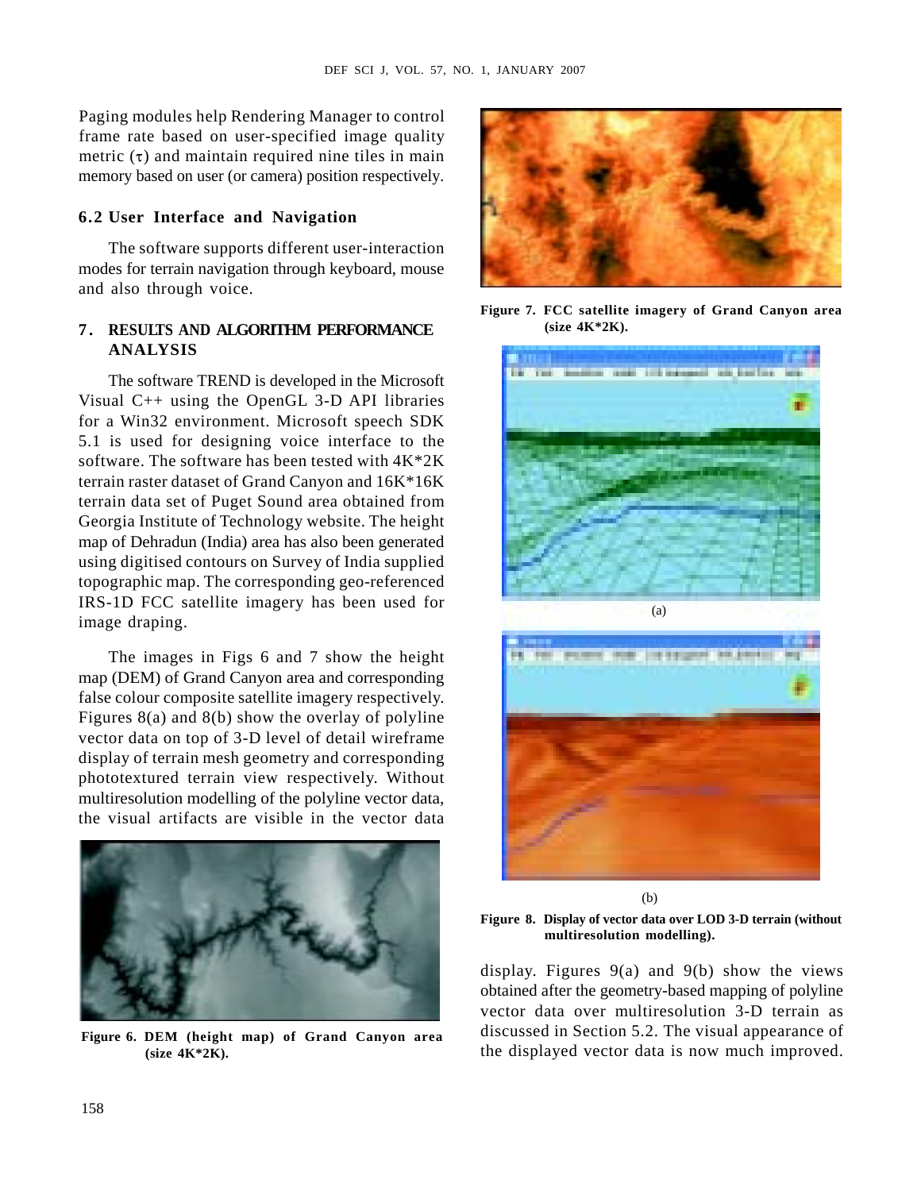Paging modules help Rendering Manager to control frame rate based on user-specified image quality metric ($\tau$) and maintain required nine tiles in main memory based on user (or camera) position respectively.

### 6.2 User Interface and Navigation

The software supports different user-interaction modes for terrain navigation through keyboard, mouse and also through voice.

## 7. RESULTS AND ALGORITHM PERFORMANCE ANALYSIS

The software TREND is developed in the Microsoft Visual C++ using the OpenGL 3-D API libraries for a Win32 environment. Microsoft speech SDK 5.1 is used for designing voice interface to the software. The software has been tested with 4K*2K terrain raster dataset of Grand Canyon and 16K*16K terrain data set of Puget Sound area obtained from Georgia Institute of Technology website. The height map of Dehradun (India) area has also been generated using digitised contours on Survey of India supplied topographic map. The corresponding geo-referenced IRS-1D FCC satellite imagery has been used for image draping.

The images in Figs 6 and 7 show the height map (DEM) of Grand Canyon area and corresponding false colour composite satellite imagery respectively. Figures 8(a) and 8(b) show the overlay of polyline vector data on top of 3-D level of detail wireframe display of terrain mesh geometry and corresponding phototextured terrain view respectively. Without multiresolution modelling of the polyline vector data, the visual artifacts are visible in the vector data display. Figures 9(a) and 9(b) show the views obtained after the geometry-based mapping of polyline vector data over multiresolution 3-D terrain as discussed in Section 5.2. The visual appearance of the displayed vector data is now much improved.

**Figure 6. DEM (height map) of Grand Canyon area (size 4K*2K).**

**Figure 7. FCC satellite imagery of Grand Canyon area (size 4K*2K).**

(a)

(b)

**Figure 8. Display of vector data over LOD 3-D terrain (without multiresolution modelling).**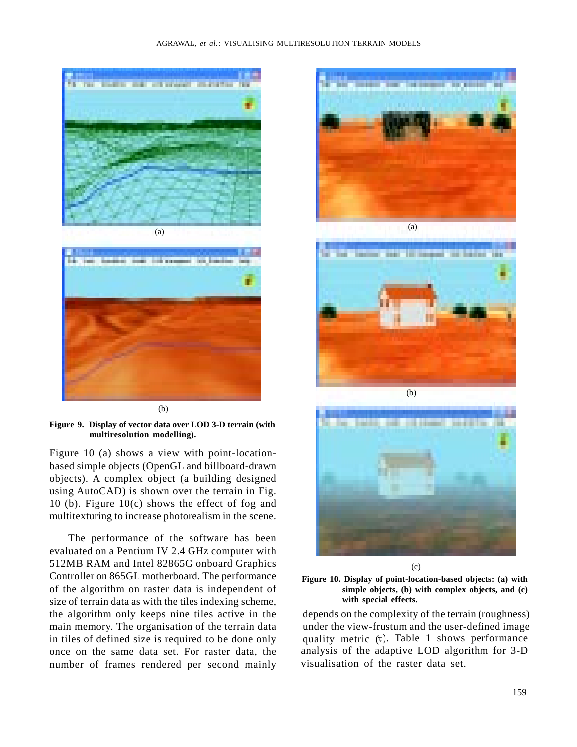(a)

(b)

**Figure 9. Display of vector data over LOD 3-D terrain (with multiresolution modelling).**

Figure 10 (a) shows a view with point-location-based simple objects (OpenGL and billboard-drawn objects). A complex object (a building designed using AutoCAD) is shown over the terrain in Fig. 10 (b). Figure 10(c) shows the effect of fog and multitexturing to increase photorealism in the scene.

The performance of the software has been evaluated on a Pentium IV 2.4 GHz computer with 512MB RAM and Intel 82865G onboard Graphics Controller on 865GL motherboard. The performance of the algorithm on raster data is independent of size of terrain data as with the tiles indexing scheme, the algorithm only keeps nine tiles active in the main memory. The organisation of the terrain data in tiles of defined size is required to be done only once on the same data set. For raster data, the number of frames rendered per second mainly depends on the complexity of the terrain (roughness) under the view-frustum and the user-defined image quality metric ($\tau$). Table 1 shows performance analysis of the adaptive LOD algorithm for 3-D visualisation of the raster data set.

(a)

(b)

(c)

**Figure 10. Display of point-location-based objects: (a) with simple objects, (b) with complex objects, and (c) with special effects.**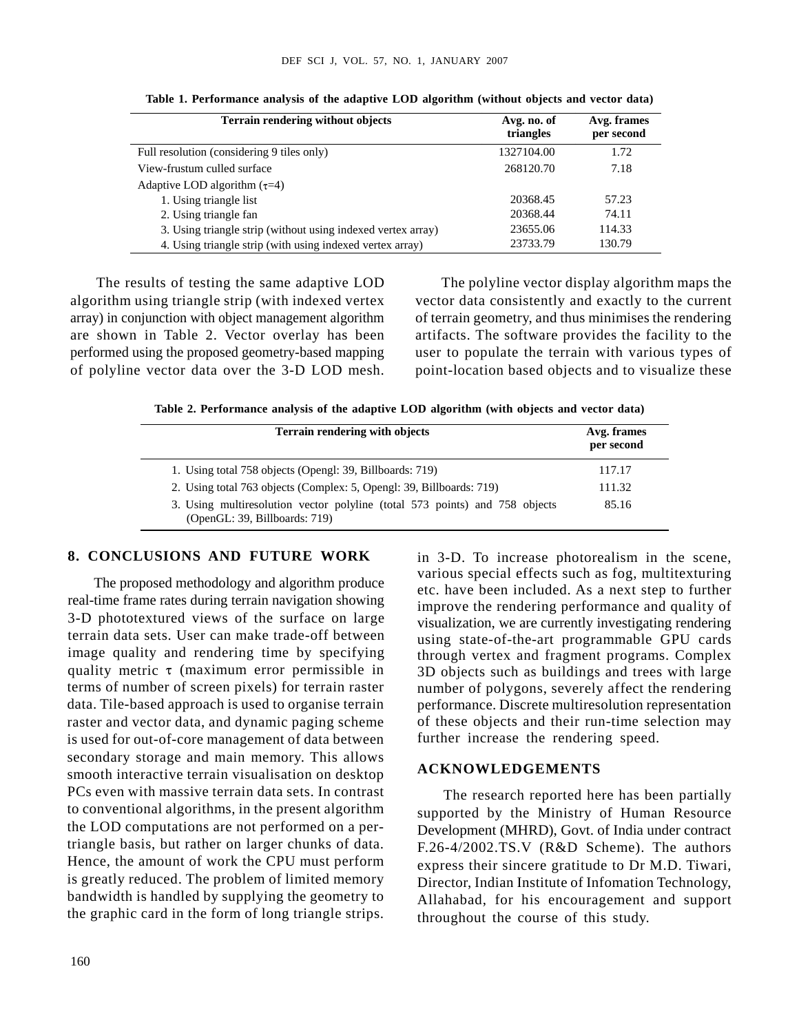**Table 1. Performance analysis of the adaptive LOD algorithm (without objects and vector data)**

| Terrain rendering without objects | Avg. no. of triangles | Avg. frames per second |
|---|---|---|
| Full resolution (considering 9 tiles only) | 1327104.00 | 1.72 |
| View-frustum culled surface | 268120.70 | 7.18 |
| Adaptive LOD algorithm ($\tau$=4) | | |
| 1. Using triangle list | 20368.45 | 57.23 |
| 2. Using triangle fan | 20368.44 | 74.11 |
| 3. Using triangle strip (without using indexed vertex array) | 23655.06 | 114.33 |
| 4. Using triangle strip (with using indexed vertex array) | 23733.79 | 130.79 |

The results of testing the same adaptive LOD algorithm using triangle strip (with indexed vertex array) in conjunction with object management algorithm are shown in Table 2. Vector overlay has been performed using the proposed geometry-based mapping of polyline vector data over the 3-D LOD mesh. The polyline vector display algorithm maps the vector data consistently and exactly to the current of terrain geometry, and thus minimises the rendering artifacts. The software provides the facility to the user to populate the terrain with various types of point-location based objects and to visualize these in 3-D. To increase photorealism in the scene, various special effects such as fog, multitexturing etc. have been included. As a next step to further improve the rendering performance and quality of visualization, we are currently investigating rendering using state-of-the-art programmable GPU cards through vertex and fragment programs. Complex 3D objects such as buildings and trees with large number of polygons, severely affect the rendering performance. Discrete multiresolution representation of these objects and their run-time selection may further increase the rendering speed.

**Table 2. Performance analysis of the adaptive LOD algorithm (with objects and vector data)**

| Terrain rendering with objects | Avg. frames per second |
|---|---|
| 1. Using total 758 objects (Opengl: 39, Billboards: 719) | 117.17 |
| 2. Using total 763 objects (Complex: 5, Opengl: 39, Billboards: 719) | 111.32 |
| 3. Using multiresolution vector polyline (total 573 points) and 758 objects (OpenGL: 39, Billboards: 719) | 85.16 |

## 8. CONCLUSIONS AND FUTURE WORK

The proposed methodology and algorithm produce real-time frame rates during terrain navigation showing 3-D phototextured views of the surface on large terrain data sets. User can make trade-off between image quality and rendering time by specifying quality metric $\tau$ (maximum error permissible in terms of number of screen pixels) for terrain raster data. Tile-based approach is used to organise terrain raster and vector data, and dynamic paging scheme is used for out-of-core management of data between secondary storage and main memory. This allows smooth interactive terrain visualisation on desktop PCs even with massive terrain data sets. In contrast to conventional algorithms, in the present algorithm the LOD computations are not performed on a per-triangle basis, but rather on larger chunks of data. Hence, the amount of work the CPU must perform is greatly reduced. The problem of limited memory bandwidth is handled by supplying the geometry to the graphic card in the form of long triangle strips.

## ACKNOWLEDGEMENTS

The research reported here has been partially supported by the Ministry of Human Resource Development (MHRD), Govt. of India under contract F.26-4/2002.TS.V (R&D Scheme). The authors express their sincere gratitude to Dr M.D. Tiwari, Director, Indian Institute of Infomation Technology, Allahabad, for his encouragement and support throughout the course of this study.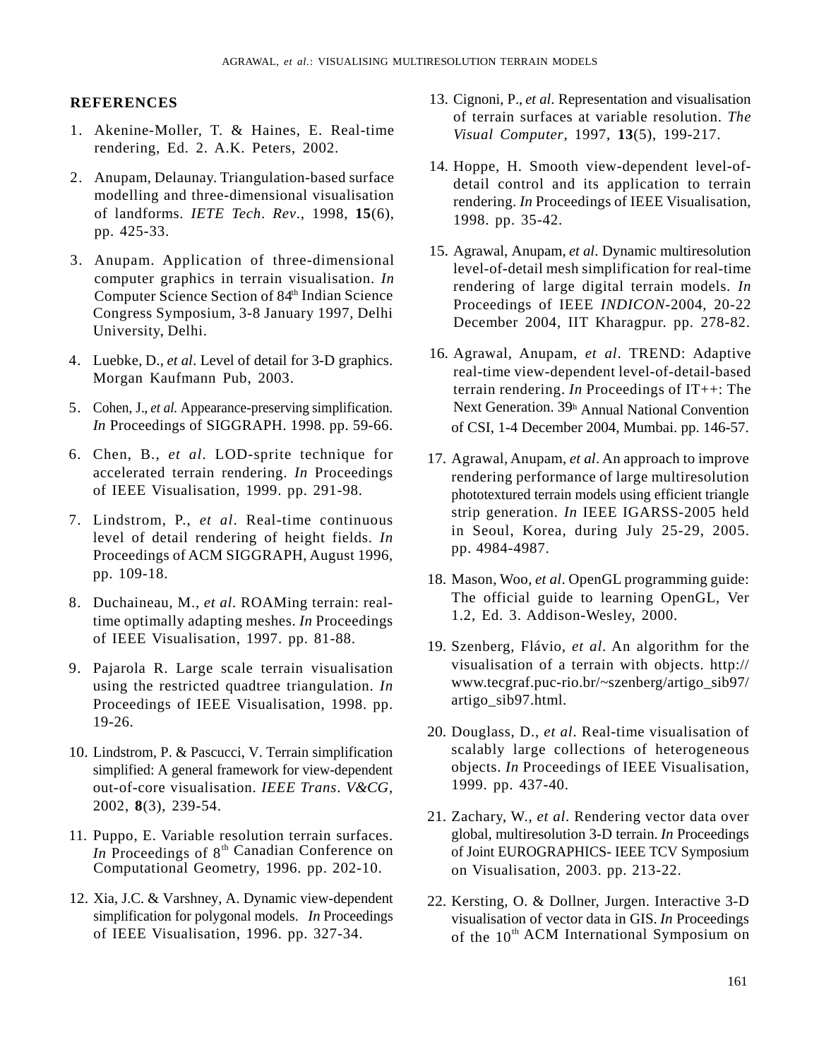## REFERENCES

1. Akenine-Moller, T. & Haines, E. Real-time rendering, Ed. 2. A.K. Peters, 2002.
2. Anupam, Delaunay. Triangulation-based surface modelling and three-dimensional visualisation of landforms. *IETE Tech. Rev.*, 1998, **15**(6), pp. 425-33.
3. Anupam. Application of three-dimensional computer graphics in terrain visualisation. *In* Computer Science Section of 84th Indian Science Congress Symposium, 3-8 January 1997, Delhi University, Delhi.
4. Luebke, D., *et al*. Level of detail for 3-D graphics. Morgan Kaufmann Pub, 2003.
5. Cohen, J., *et al.* Appearance-preserving simplification. *In* Proceedings of SIGGRAPH. 1998. pp. 59-66.
6. Chen, B., *et al*. LOD-sprite technique for accelerated terrain rendering. *In* Proceedings of IEEE Visualisation, 1999. pp. 291-98.
7. Lindstrom, P., *et al*. Real-time continuous level of detail rendering of height fields. *In* Proceedings of ACM SIGGRAPH, August 1996, pp. 109-18.
8. Duchaineau, M., *et al*. ROAMing terrain: real-time optimally adapting meshes. *In* Proceedings of IEEE Visualisation, 1997. pp. 81-88.
9. Pajarola R. Large scale terrain visualisation using the restricted quadtree triangulation. *In* Proceedings of IEEE Visualisation, 1998. pp. 19-26.
10. Lindstrom, P. & Pascucci, V. Terrain simplification simplified: A general framework for view-dependent out-of-core visualisation. *IEEE Trans. V&CG*, 2002, **8**(3), 239-54.
11. Puppo, E. Variable resolution terrain surfaces. *In* Proceedings of 8th Canadian Conference on Computational Geometry, 1996. pp. 202-10.
12. Xia, J.C. & Varshney, A. Dynamic view-dependent simplification for polygonal models. *In* Proceedings of IEEE Visualisation, 1996. pp. 327-34.
13. Cignoni, P., *et al*. Representation and visualisation of terrain surfaces at variable resolution. *The Visual Computer*, 1997, **13**(5), 199-217.
14. Hoppe, H. Smooth view-dependent level-of-detail control and its application to terrain rendering. *In* Proceedings of IEEE Visualisation, 1998. pp. 35-42.
15. Agrawal, Anupam, *et al*. Dynamic multiresolution level-of-detail mesh simplification for real-time rendering of large digital terrain models. *In* Proceedings of IEEE *INDICON*-2004, 20-22 December 2004, IIT Kharagpur. pp. 278-82.
16. Agrawal, Anupam, *et al*. TREND: Adaptive real-time view-dependent level-of-detail-based terrain rendering. *In* Proceedings of IT++: The Next Generation. 39th Annual National Convention of CSI, 1-4 December 2004, Mumbai. pp. 146-57.
17. Agrawal, Anupam, *et al*. An approach to improve rendering performance of large multiresolution phototextured terrain models using efficient triangle strip generation. *In* IEEE IGARSS-2005 held in Seoul, Korea, during July 25-29, 2005. pp. 4984-4987.
18. Mason, Woo, *et al*. OpenGL programming guide: The official guide to learning OpenGL, Ver 1.2, Ed. 3. Addison-Wesley, 2000.
19. Szenberg, Flávio, *et al*. An algorithm for the visualisation of a terrain with objects. http://www.tecgraf.puc-rio.br/~szenberg/artigo_sib97/artigo_sib97.html.
20. Douglass, D., *et al*. Real-time visualisation of scalably large collections of heterogeneous objects. *In* Proceedings of IEEE Visualisation, 1999. pp. 437-40.
21. Zachary, W., *et al*. Rendering vector data over global, multiresolution 3-D terrain. *In* Proceedings of Joint EUROGRAPHICS- IEEE TCV Symposium on Visualisation, 2003. pp. 213-22.
22. Kersting, O. & Dollner, Jurgen. Interactive 3-D visualisation of vector data in GIS. *In* Proceedings of the 10th ACM International Symposium on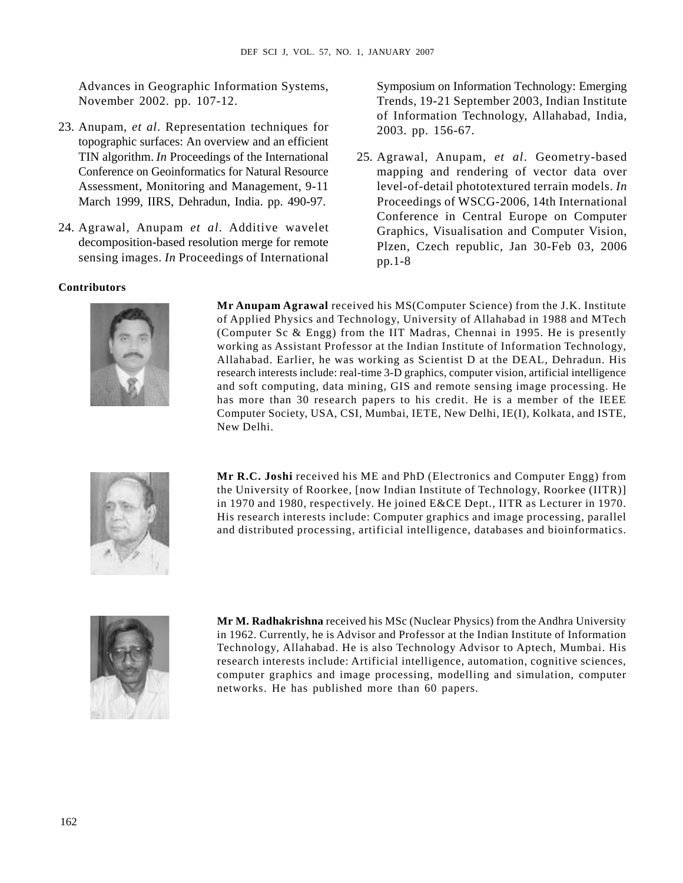Advances in Geographic Information Systems, November 2002. pp. 107-12.

23. Anupam, *et al*. Representation techniques for topographic surfaces: An overview and an efficient TIN algorithm. *In* Proceedings of the International Conference on Geoinformatics for Natural Resource Assessment, Monitoring and Management, 9-11 March 1999, IIRS, Dehradun, India. pp. 490-97.

24. Agrawal, Anupam *et al*. Additive wavelet decomposition-based resolution merge for remote sensing images. *In* Proceedings of International Symposium on Information Technology: Emerging Trends, 19-21 September 2003, Indian Institute of Information Technology, Allahabad, India, 2003. pp. 156-67.

25. Agrawal, Anupam, *et al*. Geometry-based mapping and rendering of vector data over level-of-detail phototextured terrain models. *In* Proceedings of WSCG-2006, 14th International Conference in Central Europe on Computer Graphics, Visualisation and Computer Vision, Plzen, Czech republic, Jan 30-Feb 03, 2006 pp.1-8

**Contributors**

**Mr Anupam Agrawal** received his MS(Computer Science) from the J.K. Institute of Applied Physics and Technology, University of Allahabad in 1988 and MTech (Computer Sc & Engg) from the IIT Madras, Chennai in 1995. He is presently working as Assistant Professor at the Indian Institute of Information Technology, Allahabad. Earlier, he was working as Scientist D at the DEAL, Dehradun. His research interests include: real-time 3-D graphics, computer vision, artificial intelligence and soft computing, data mining, GIS and remote sensing image processing. He has more than 30 research papers to his credit. He is a member of the IEEE Computer Society, USA, CSI, Mumbai, IETE, New Delhi, IE(I), Kolkata, and ISTE, New Delhi.

**Mr R.C. Joshi** received his ME and PhD (Electronics and Computer Engg) from the University of Roorkee, [now Indian Institute of Technology, Roorkee (IITR)] in 1970 and 1980, respectively. He joined E&CE Dept., IITR as Lecturer in 1970. His research interests include: Computer graphics and image processing, parallel and distributed processing, artificial intelligence, databases and bioinformatics.

**Mr M. Radhakrishna** received his MSc (Nuclear Physics) from the Andhra University in 1962. Currently, he is Advisor and Professor at the Indian Institute of Information Technology, Allahabad. He is also Technology Advisor to Aptech, Mumbai. His research interests include: Artificial intelligence, automation, cognitive sciences, computer graphics and image processing, modelling and simulation, computer networks. He has published more than 60 papers.